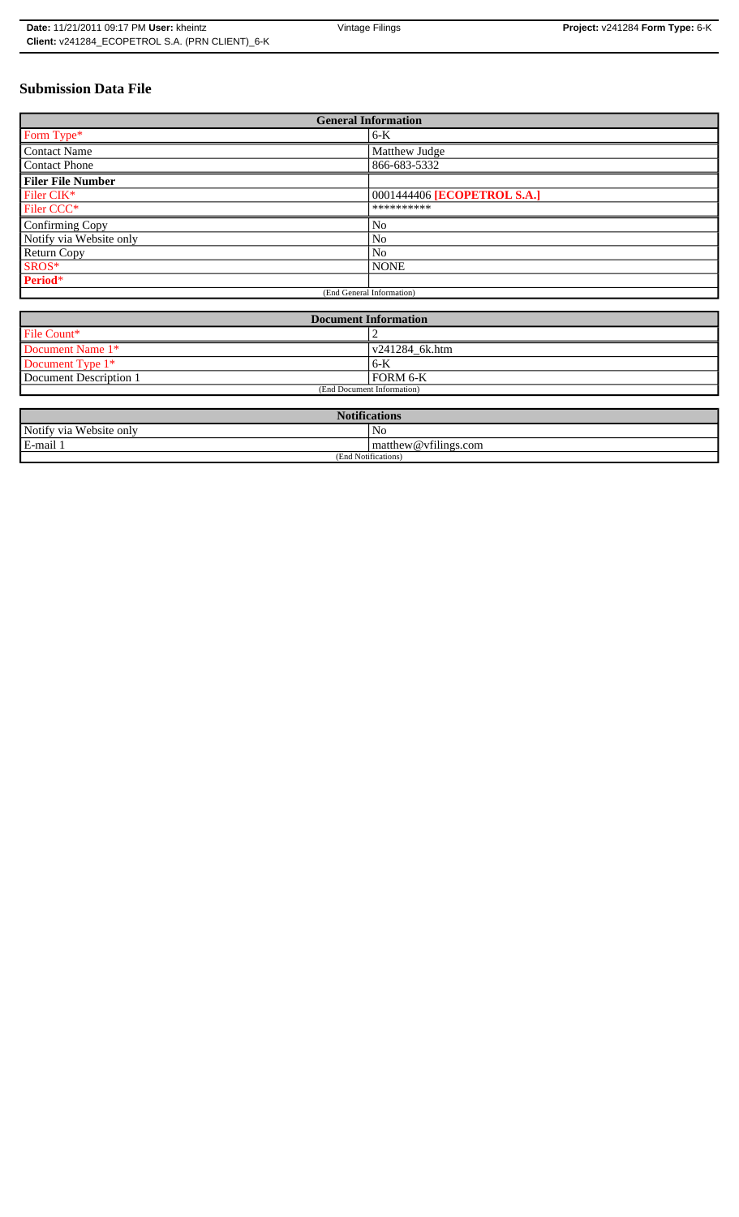# Submission Data File

| General Information | |
|---|---|
| Form Type* | 6-K |
| Contact Name | Matthew Judge |
| Contact Phone | 866-683-5332 |
| **Filer File Number** | |
| Filer CIK* | 0001444406 **[ECOPETROL S.A.]** |
| Filer CCC* | ********** |
| Confirming Copy | No |
| Notify via Website only | No |
| Return Copy | No |
| SROS* | NONE |
| **Period*** | |
| (End General Information) | |

| Document Information | |
|---|---|
| File Count* | 2 |
| Document Name 1* | v241284_6k.htm |
| Document Type 1* | 6-K |
| Document Description 1 | FORM 6-K |
| (End Document Information) | |

| Notifications | |
|---|---|
| Notify via Website only | No |
| E-mail 1 | matthew@vfilings.com |
| (End Notifications) | |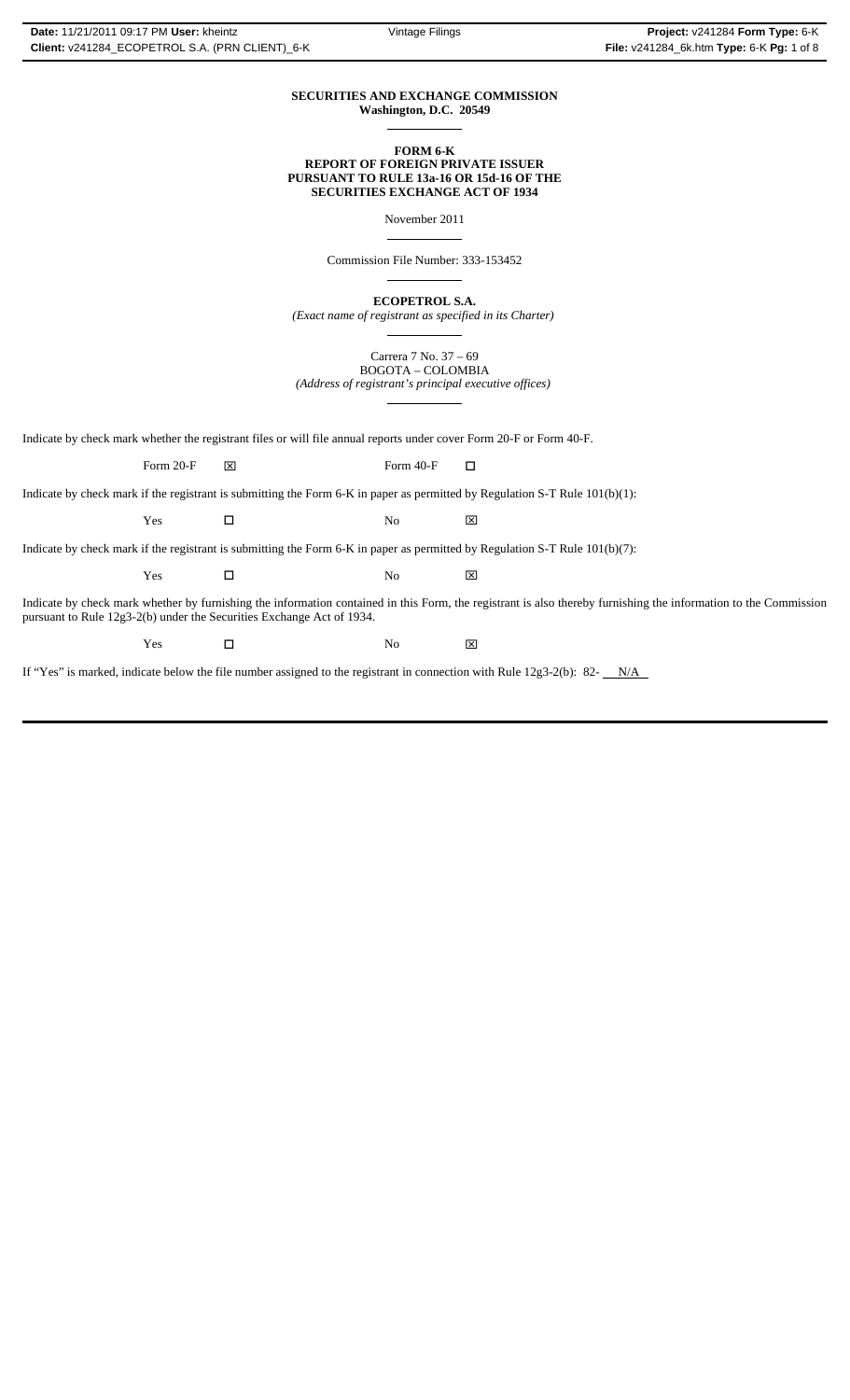**SECURITIES AND EXCHANGE COMMISSION**
**Washington, D.C. 20549**

---

**FORM 6-K**
**REPORT OF FOREIGN PRIVATE ISSUER**
**PURSUANT TO RULE 13a-16 OR 15d-16 OF THE**
**SECURITIES EXCHANGE ACT OF 1934**

November 2011

---

Commission File Number: 333-153452

---

**ECOPETROL S.A.**
*(Exact name of registrant as specified in its Charter)*

---

Carrera 7 No. 37 – 69
BOGOTA – COLOMBIA
*(Address of registrant's principal executive offices)*

---

Indicate by check mark whether the registrant files or will file annual reports under cover Form 20-F or Form 40-F.

Form 20-F ☒ Form 40-F ☐

Indicate by check mark if the registrant is submitting the Form 6-K in paper as permitted by Regulation S-T Rule 101(b)(1):

Yes ☐ No ☒

Indicate by check mark if the registrant is submitting the Form 6-K in paper as permitted by Regulation S-T Rule 101(b)(7):

Yes ☐ No ☒

Indicate by check mark whether by furnishing the information contained in this Form, the registrant is also thereby furnishing the information to the Commission pursuant to Rule 12g3-2(b) under the Securities Exchange Act of 1934.

Yes ☐ No ☒

If "Yes" is marked, indicate below the file number assigned to the registrant in connection with Rule 12g3-2(b): 82- N/A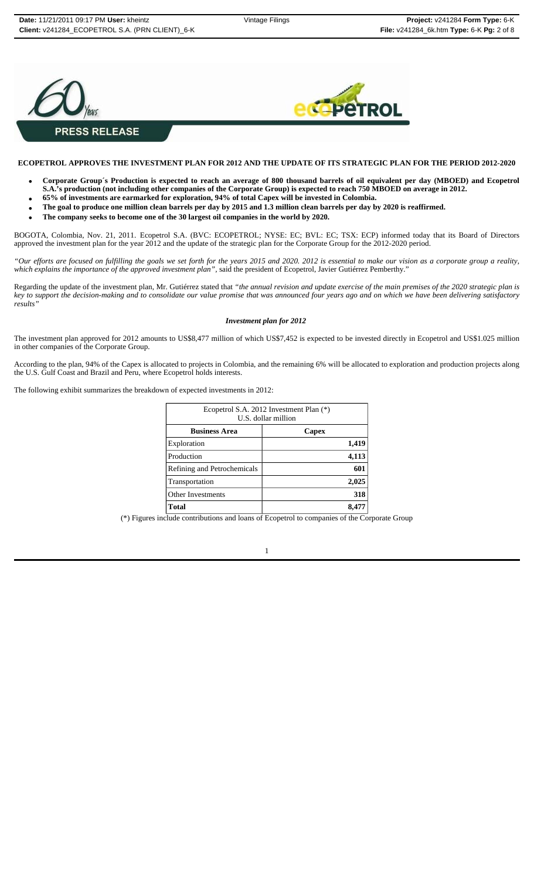**PRESS RELEASE**

**ECOPETROL APPROVES THE INVESTMENT PLAN FOR 2012 AND THE UPDATE OF ITS STRATEGIC PLAN FOR THE PERIOD 2012-2020**

- **Corporate Group´s Production is expected to reach an average of 800 thousand barrels of oil equivalent per day (MBOED) and Ecopetrol S.A.'s production (not including other companies of the Corporate Group) is expected to reach 750 MBOED on average in 2012.**
- **65% of investments are earmarked for exploration, 94% of total Capex will be invested in Colombia.**
- **The goal to produce one million clean barrels per day by 2015 and 1.3 million clean barrels per day by 2020 is reaffirmed.**
- **The company seeks to become one of the 30 largest oil companies in the world by 2020.**

BOGOTA, Colombia, Nov. 21, 2011. Ecopetrol S.A. (BVC: ECOPETROL; NYSE: EC; BVL: EC; TSX: ECP) informed today that its Board of Directors approved the investment plan for the year 2012 and the update of the strategic plan for the Corporate Group for the 2012-2020 period.

*"Our efforts are focused on fulfilling the goals we set forth for the years 2015 and 2020. 2012 is essential to make our vision as a corporate group a reality, which explains the importance of the approved investment plan"*, said the president of Ecopetrol, Javier Gutiérrez Pemberthy."

Regarding the update of the investment plan, Mr. Gutiérrez stated that *"the annual revision and update exercise of the main premises of the 2020 strategic plan is key to support the decision-making and to consolidate our value promise that was announced four years ago and on which we have been delivering satisfactory results"*

***Investment plan for 2012***

The investment plan approved for 2012 amounts to US$8,477 million of which US$7,452 is expected to be invested directly in Ecopetrol and US$1.025 million in other companies of the Corporate Group.

According to the plan, 94% of the Capex is allocated to projects in Colombia, and the remaining 6% will be allocated to exploration and production projects along the U.S. Gulf Coast and Brazil and Peru, where Ecopetrol holds interests.

The following exhibit summarizes the breakdown of expected investments in 2012:

| Ecopetrol S.A. 2012 Investment Plan (*) U.S. dollar million | |
|---|---|
| **Business Area** | **Capex** |
| Exploration | **1,419** |
| Production | **4,113** |
| Refining and Petrochemicals | **601** |
| Transportation | **2,025** |
| Other Investments | **318** |
| **Total** | **8,477** |

(*) Figures include contributions and loans of Ecopetrol to companies of the Corporate Group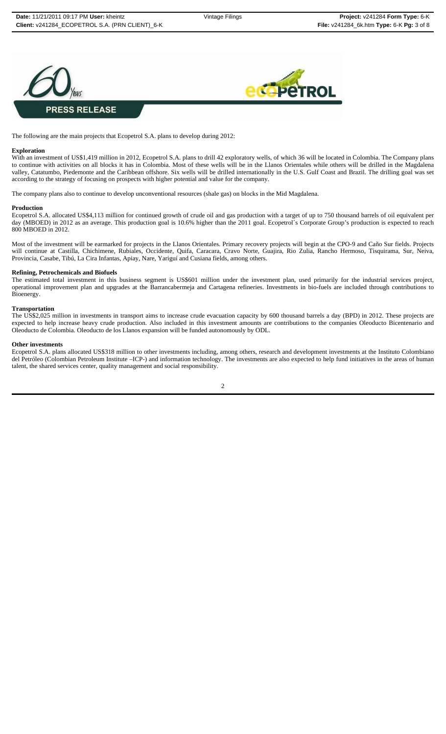PRESS RELEASE

The following are the main projects that Ecopetrol S.A. plans to develop during 2012:

**Exploration**

With an investment of US$1,419 million in 2012, Ecopetrol S.A. plans to drill 42 exploratory wells, of which 36 will be located in Colombia. The Company plans to continue with activities on all blocks it has in Colombia. Most of these wells will be in the Llanos Orientales while others will be drilled in the Magdalena valley, Catatumbo, Piedemonte and the Caribbean offshore. Six wells will be drilled internationally in the U.S. Gulf Coast and Brazil. The drilling goal was set according to the strategy of focusing on prospects with higher potential and value for the company.

The company plans also to continue to develop unconventional resources (shale gas) on blocks in the Mid Magdalena.

**Production**

Ecopetrol S.A. allocated US$4,113 million for continued growth of crude oil and gas production with a target of up to 750 thousand barrels of oil equivalent per day (MBOED) in 2012 as an average. This production goal is 10.6% higher than the 2011 goal. Ecopetrol´s Corporate Group's production is expected to reach 800 MBOED in 2012.

Most of the investment will be earmarked for projects in the Llanos Orientales. Primary recovery projects will begin at the CPO-9 and Caño Sur fields. Projects will continue at Castilla, Chichimene, Rubiales, Occidente, Quifa, Caracara, Cravo Norte, Guajira, Rio Zulia, Rancho Hermoso, Tisquirama, Sur, Neiva, Provincia, Casabe, Tibú, La Cira Infantas, Apiay, Nare, Yariguí and Cusiana fields, among others.

**Refining, Petrochemicals and Biofuels**

The estimated total investment in this business segment is US$601 million under the investment plan, used primarily for the industrial services project, operational improvement plan and upgrades at the Barrancabermeja and Cartagena refineries. Investments in bio-fuels are included through contributions to Bioenergy.

**Transportation**

The US$2,025 million in investments in transport aims to increase crude evacuation capacity by 600 thousand barrels a day (BPD) in 2012. These projects are expected to help increase heavy crude production. Also included in this investment amounts are contributions to the companies Oleoducto Bicentenario and Oleoducto de Colombia. Oleoducto de los Llanos expansion will be funded autonomously by ODL.

**Other investments**

Ecopetrol S.A. plans allocated US$318 million to other investments including, among others, research and development investments at the Instituto Colombiano del Petróleo (Colombian Petroleum Institute –ICP-) and information technology. The investments are also expected to help fund initiatives in the areas of human talent, the shared services center, quality management and social responsibility.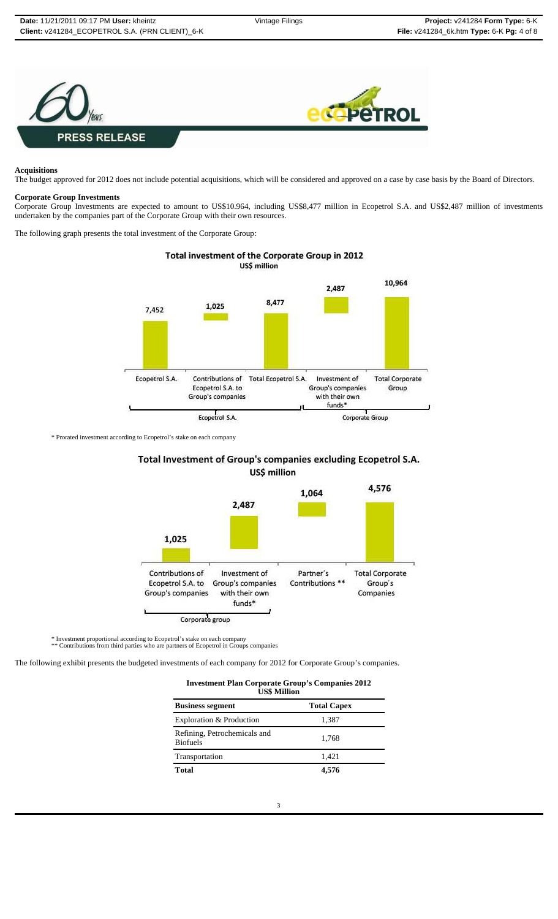**Acquisitions**

The budget approved for 2012 does not include potential acquisitions, which will be considered and approved on a case by case basis by the Board of Directors.

**Corporate Group Investments**

Corporate Group Investments are expected to amount to US$10.964, including US$8,477 million in Ecopetrol S.A. and US$2,487 million of investments undertaken by the companies part of the Corporate Group with their own resources.

The following graph presents the total investment of the Corporate Group:

**Total investment of the Corporate Group in 2012**
US$ million

| | Ecopetrol S.A. | Contributions of Ecopetrol S.A. to Group's companies | Total Ecopetrol S.A. | Investment of Group's companies with their own funds* | Total Corporate Group |
|---|---|---|---|---|---|
| US$ million | 7,452 | 1,025 | 8,477 | 2,487 | 10,964 |

\* Prorated investment according to Ecopetrol's stake on each company

**Total Investment of Group's companies excluding Ecopetrol S.A.**
US$ million

| | Contributions of Ecopetrol S.A. to Group's companies | Investment of Group's companies with their own funds* | Partner´s Contributions ** | Total Corporate Group´s Companies |
|---|---|---|---|---|
| US$ million | 1,025 | 2,487 | 1,064 | 4,576 |

\* Investment proportional according to Ecopetrol's stake on each company
\*\* Contributions from third parties who are partners of Ecopetrol in Groups companies

The following exhibit presents the budgeted investments of each company for 2012 for Corporate Group's companies.

**Investment Plan Corporate Group's Companies 2012**
**US$ Million**

| Business segment | Total Capex |
|---|---|
| Exploration & Production | 1,387 |
| Refining, Petrochemicals and Biofuels | 1,768 |
| Transportation | 1,421 |
| **Total** | **4,576** |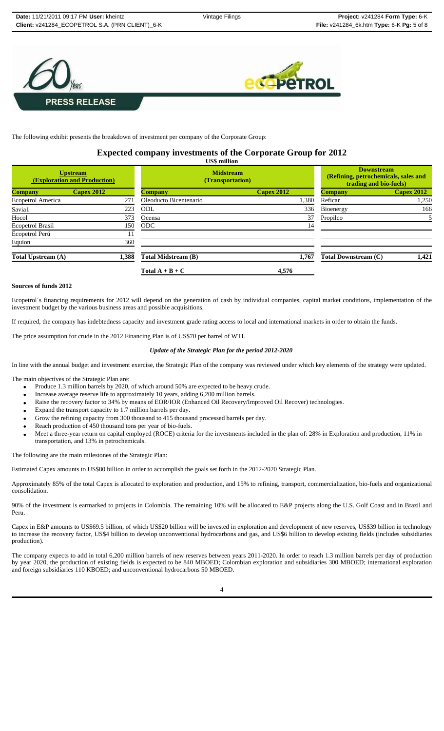**PRESS RELEASE**

The following exhibit presents the breakdown of investment per company of the Corporate Group:

## Expected company investments of the Corporate Group for 2012

**US$ million**

| **Upstream (Exploration and Production)** | | **Midstream (Transportation)** | | **Downstream (Refining, petrochemicals, sales and trading and bio-fuels)** | |
|---|---|---|---|---|---|
| **Company** | **Capex 2012** | **Company** | **Capex 2012** | **Company** | **Capex 2012** |
| Ecopetrol America | 271 | Oleoducto Bicentenario | 1,380 | Reficar | 1,250 |
| Savia1 | 223 | ODL | 336 | Bioenergy | 166 |
| Hocol | 373 | Ocensa | 37 | Propilco | 5 |
| Ecopetrol Brasil | 150 | ODC | 14 | | |
| Ecopetrol Perú | 11 | | | | |
| Equion | 360 | | | | |
| **Total Upstream (A)** | **1,388** | **Total Midstream (B)** | **1,767** | **Total Downstream (C)** | **1,421** |
| | | **Total A + B + C** | **4,576** | | |

**Sources of funds 2012**

Ecopetrol´s financing requirements for 2012 will depend on the generation of cash by individual companies, capital market conditions, implementation of the investment budget by the various business areas and possible acquisitions.

If required, the company has indebtedness capacity and investment grade rating access to local and international markets in order to obtain the funds.

The price assumption for crude in the 2012 Financing Plan is of US$70 per barrel of WTI.

***Update of the Strategic Plan for the period 2012-2020***

In line with the annual budget and investment exercise, the Strategic Plan of the company was reviewed under which key elements of the strategy were updated.

The main objectives of the Strategic Plan are:

- Produce 1.3 million barrels by 2020, of which around 50% are expected to be heavy crude.
- Increase average reserve life to approximately 10 years, adding 6,200 million barrels.
- Raise the recovery factor to 34% by means of EOR/IOR (Enhanced Oil Recovery/Improved Oil Recover) technologies.
- Expand the transport capacity to 1.7 million barrels per day.
- Grow the refining capacity from 300 thousand to 415 thousand processed barrels per day.
- Reach production of 450 thousand tons per year of bio-fuels.
- Meet a three-year return on capital employed (ROCE) criteria for the investments included in the plan of: 28% in Exploration and production, 11% in transportation, and 13% in petrochemicals.

The following are the main milestones of the Strategic Plan:

Estimated Capex amounts to US$80 billion in order to accomplish the goals set forth in the 2012-2020 Strategic Plan.

Approximately 85% of the total Capex is allocated to exploration and production, and 15% to refining, transport, commercialization, bio-fuels and organizational consolidation.

90% of the investment is earmarked to projects in Colombia. The remaining 10% will be allocated to E&P projects along the U.S. Golf Coast and in Brazil and Peru.

Capex in E&P amounts to US$69.5 billion, of which US$20 billion will be invested in exploration and development of new reserves, US$39 billion in technology to increase the recovery factor, US$4 billion to develop unconventional hydrocarbons and gas, and US$6 billion to develop existing fields (includes subsidiaries production).

The company expects to add in total 6,200 million barrels of new reserves between years 2011-2020. In order to reach 1.3 million barrels per day of production by year 2020, the production of existing fields is expected to be 840 MBOED; Colombian exploration and subsidiaries 300 MBOED; international exploration and foreign subsidiaries 110 KBOED; and unconventional hydrocarbons 50 MBOED.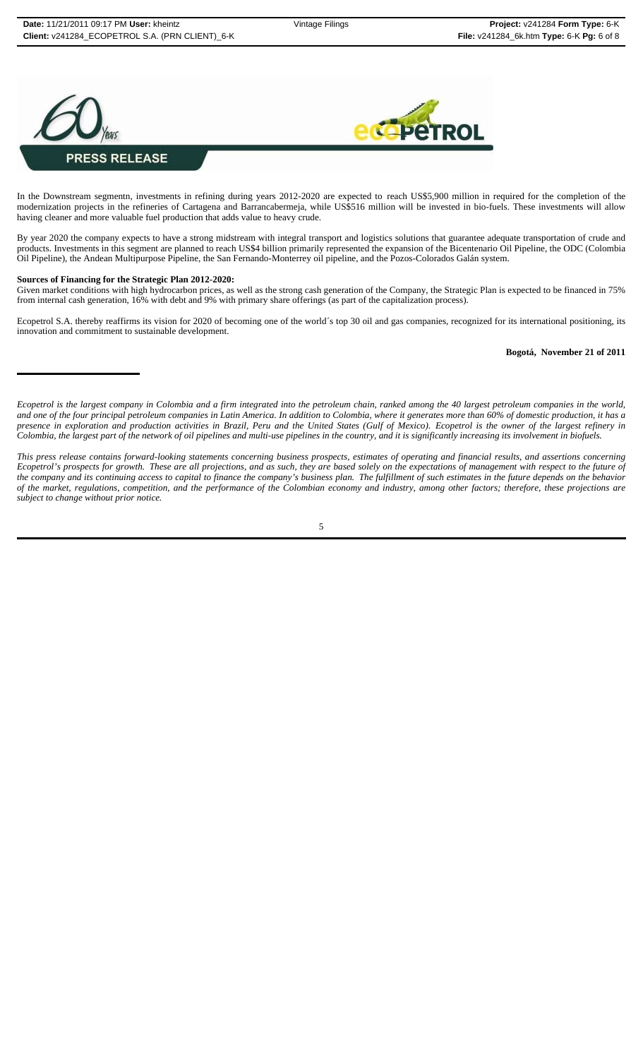In the Downstream segmentn, investments in refining during years 2012-2020 are expected to reach US$5,900 million in required for the completion of the modernization projects in the refineries of Cartagena and Barrancabermeja, while US$516 million will be invested in bio-fuels. These investments will allow having cleaner and more valuable fuel production that adds value to heavy crude.

By year 2020 the company expects to have a strong midstream with integral transport and logistics solutions that guarantee adequate transportation of crude and products. Investments in this segment are planned to reach US$4 billion primarily represented the expansion of the Bicentenario Oil Pipeline, the ODC (Colombia Oil Pipeline), the Andean Multipurpose Pipeline, the San Fernando-Monterrey oil pipeline, and the Pozos-Colorados Galán system.

**Sources of Financing for the Strategic Plan 2012-2020:**

Given market conditions with high hydrocarbon prices, as well as the strong cash generation of the Company, the Strategic Plan is expected to be financed in 75% from internal cash generation, 16% with debt and 9% with primary share offerings (as part of the capitalization process).

Ecopetrol S.A. thereby reaffirms its vision for 2020 of becoming one of the world´s top 30 oil and gas companies, recognized for its international positioning, its innovation and commitment to sustainable development.

**Bogotá, November 21 of 2011**

---

*Ecopetrol is the largest company in Colombia and a firm integrated into the petroleum chain, ranked among the 40 largest petroleum companies in the world, and one of the four principal petroleum companies in Latin America. In addition to Colombia, where it generates more than 60% of domestic production, it has a presence in exploration and production activities in Brazil, Peru and the United States (Gulf of Mexico). Ecopetrol is the owner of the largest refinery in Colombia, the largest part of the network of oil pipelines and multi-use pipelines in the country, and it is significantly increasing its involvement in biofuels.*

*This press release contains forward-looking statements concerning business prospects, estimates of operating and financial results, and assertions concerning Ecopetrol's prospects for growth. These are all projections, and as such, they are based solely on the expectations of management with respect to the future of the company and its continuing access to capital to finance the company's business plan. The fulfillment of such estimates in the future depends on the behavior of the market, regulations, competition, and the performance of the Colombian economy and industry, among other factors; therefore, these projections are subject to change without prior notice.*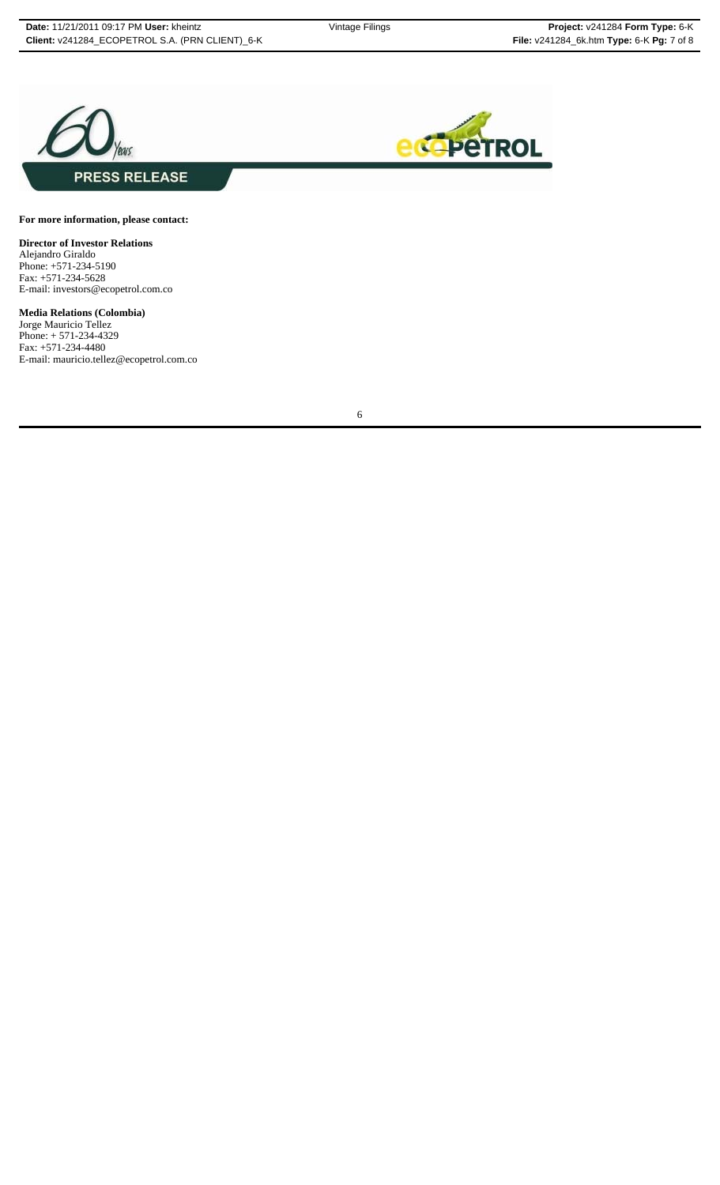**PRESS RELEASE**

**For more information, please contact:**

**Director of Investor Relations**
Alejandro Giraldo
Phone: +571-234-5190
Fax: +571-234-5628
E-mail: investors@ecopetrol.com.co

**Media Relations (Colombia)**
Jorge Mauricio Tellez
Phone: + 571-234-4329
Fax: +571-234-4480
E-mail: mauricio.tellez@ecopetrol.com.co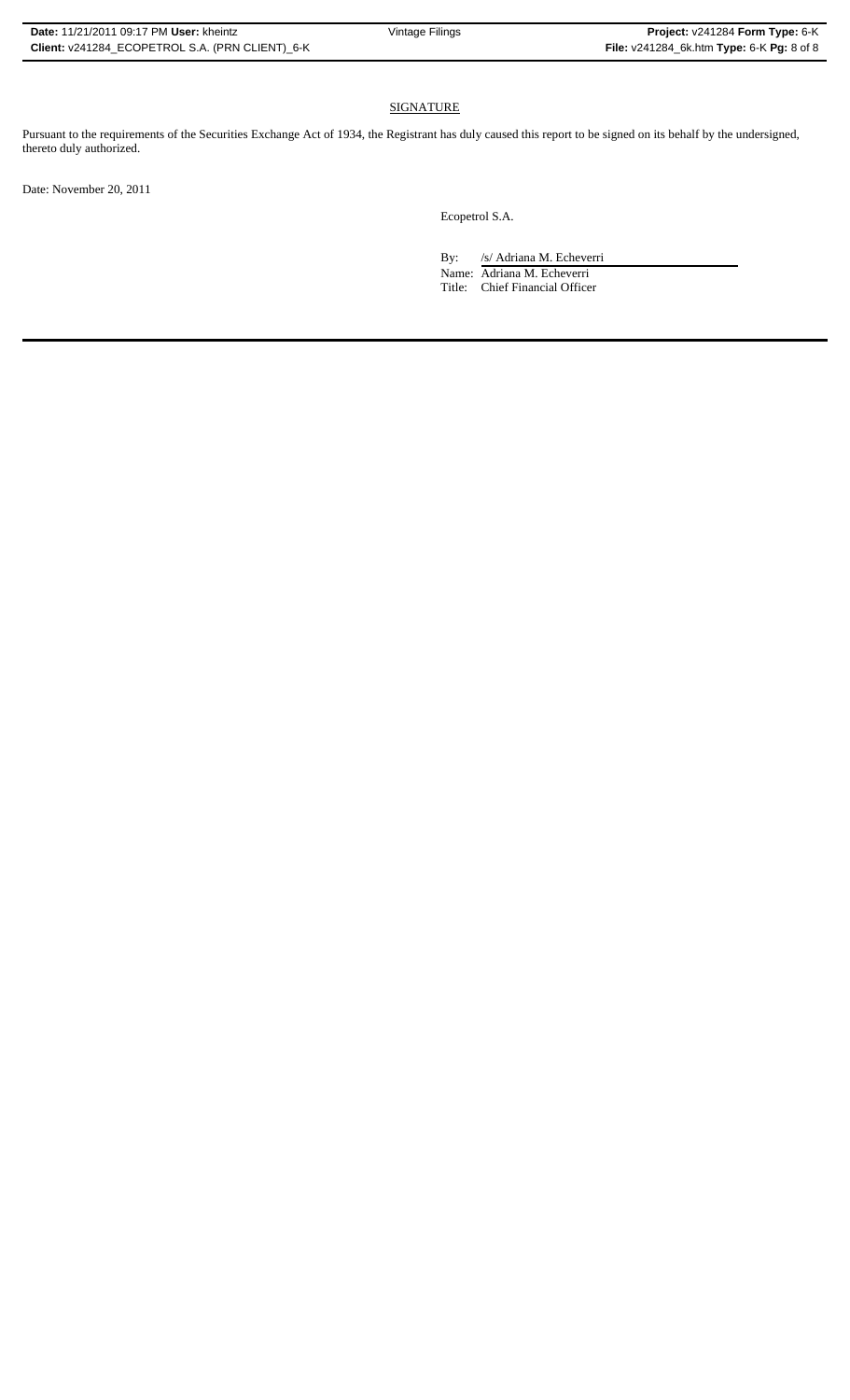## SIGNATURE

Pursuant to the requirements of the Securities Exchange Act of 1934, the Registrant has duly caused this report to be signed on its behalf by the undersigned, thereto duly authorized.

Date: November 20, 2011

Ecopetrol S.A.

By: /s/ Adriana M. Echeverri

Name: Adriana M. Echeverri

Title: Chief Financial Officer